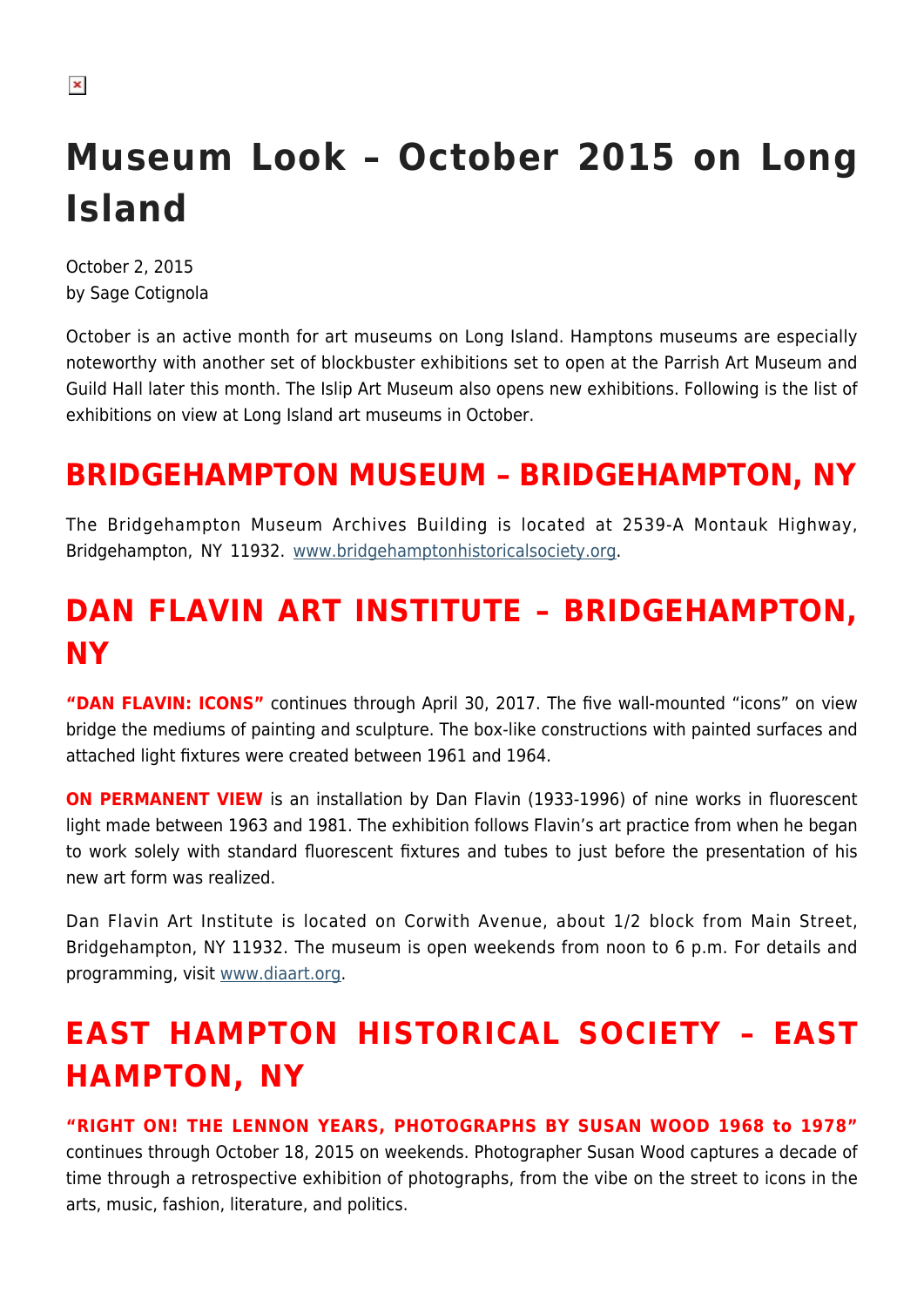# Museum Look – October 2015 on Long Island

October 2, 2015
by Sage Cotignola

October is an active month for art museums on Long Island. Hamptons museums are especially noteworthy with another set of blockbuster exhibitions set to open at the Parrish Art Museum and Guild Hall later this month. The Islip Art Museum also opens new exhibitions. Following is the list of exhibitions on view at Long Island art museums in October.

## BRIDGEHAMPTON MUSEUM – BRIDGEHAMPTON, NY

The Bridgehampton Museum Archives Building is located at 2539-A Montauk Highway, Bridgehampton, NY 11932. www.bridgehamptonhistoricalsociety.org.

## DAN FLAVIN ART INSTITUTE – BRIDGEHAMPTON, NY

**"DAN FLAVIN: ICONS"** continues through April 30, 2017. The five wall-mounted "icons" on view bridge the mediums of painting and sculpture. The box-like constructions with painted surfaces and attached light fixtures were created between 1961 and 1964.

**ON PERMANENT VIEW** is an installation by Dan Flavin (1933-1996) of nine works in fluorescent light made between 1963 and 1981. The exhibition follows Flavin's art practice from when he began to work solely with standard fluorescent fixtures and tubes to just before the presentation of his new art form was realized.

Dan Flavin Art Institute is located on Corwith Avenue, about 1/2 block from Main Street, Bridgehampton, NY 11932. The museum is open weekends from noon to 6 p.m. For details and programming, visit www.diaart.org.

## EAST HAMPTON HISTORICAL SOCIETY – EAST HAMPTON, NY

**"RIGHT ON! THE LENNON YEARS, PHOTOGRAPHS BY SUSAN WOOD 1968 to 1978"** continues through October 18, 2015 on weekends. Photographer Susan Wood captures a decade of time through a retrospective exhibition of photographs, from the vibe on the street to icons in the arts, music, fashion, literature, and politics.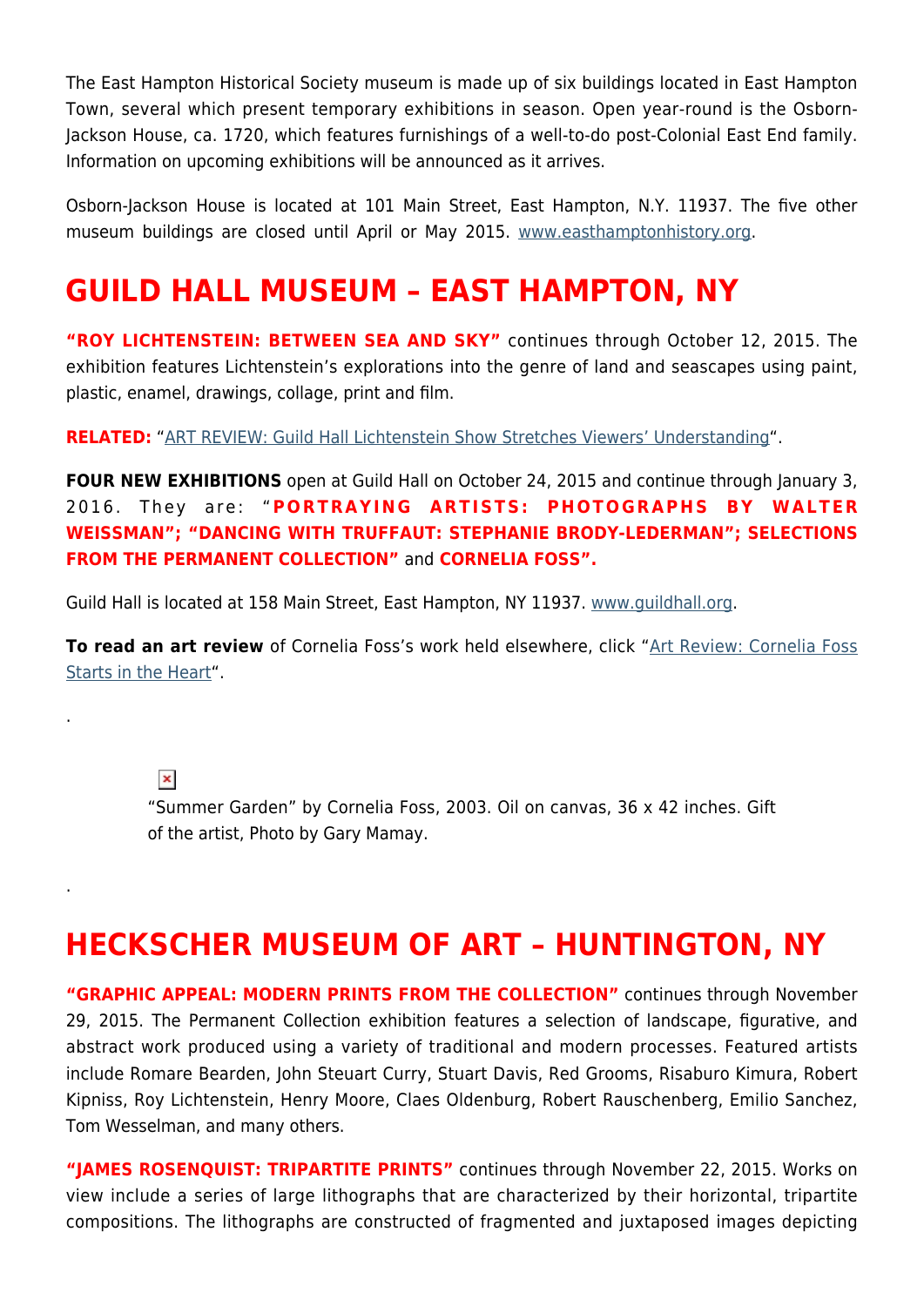The East Hampton Historical Society museum is made up of six buildings located in East Hampton Town, several which present temporary exhibitions in season. Open year-round is the Osborn-Jackson House, ca. 1720, which features furnishings of a well-to-do post-Colonial East End family. Information on upcoming exhibitions will be announced as it arrives.

Osborn-Jackson House is located at 101 Main Street, East Hampton, N.Y. 11937. The five other museum buildings are closed until April or May 2015. www.easthamptonhistory.org.

## GUILD HALL MUSEUM – EAST HAMPTON, NY

**"ROY LICHTENSTEIN: BETWEEN SEA AND SKY"** continues through October 12, 2015. The exhibition features Lichtenstein's explorations into the genre of land and seascapes using paint, plastic, enamel, drawings, collage, print and film.

**RELATED:** "ART REVIEW: Guild Hall Lichtenstein Show Stretches Viewers' Understanding".

**FOUR NEW EXHIBITIONS** open at Guild Hall on October 24, 2015 and continue through January 3, 2016. They are: "**PORTRAYING ARTISTS: PHOTOGRAPHS BY WALTER WEISSMAN"; "DANCING WITH TRUFFAUT: STEPHANIE BRODY-LEDERMAN"; SELECTIONS FROM THE PERMANENT COLLECTION"** and **CORNELIA FOSS".**

Guild Hall is located at 158 Main Street, East Hampton, NY 11937. www.guildhall.org.

**To read an art review** of Cornelia Foss's work held elsewhere, click "Art Review: Cornelia Foss Starts in the Heart".

.

"Summer Garden" by Cornelia Foss, 2003. Oil on canvas, 36 x 42 inches. Gift of the artist, Photo by Gary Mamay.

.

## HECKSCHER MUSEUM OF ART – HUNTINGTON, NY

**"GRAPHIC APPEAL: MODERN PRINTS FROM THE COLLECTION"** continues through November 29, 2015. The Permanent Collection exhibition features a selection of landscape, figurative, and abstract work produced using a variety of traditional and modern processes. Featured artists include Romare Bearden, John Steuart Curry, Stuart Davis, Red Grooms, Risaburo Kimura, Robert Kipniss, Roy Lichtenstein, Henry Moore, Claes Oldenburg, Robert Rauschenberg, Emilio Sanchez, Tom Wesselman, and many others.

**"JAMES ROSENQUIST: TRIPARTITE PRINTS"** continues through November 22, 2015. Works on view include a series of large lithographs that are characterized by their horizontal, tripartite compositions. The lithographs are constructed of fragmented and juxtaposed images depicting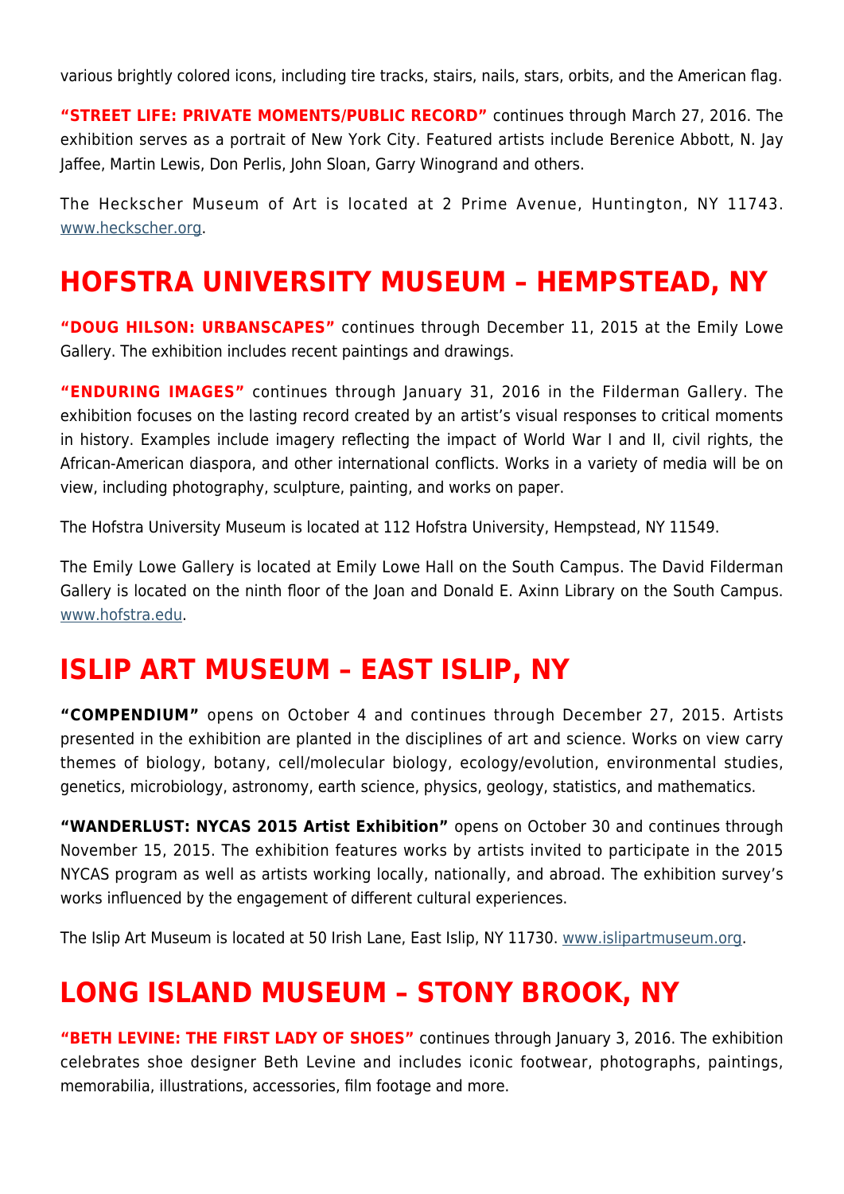various brightly colored icons, including tire tracks, stairs, nails, stars, orbits, and the American flag.

**"STREET LIFE: PRIVATE MOMENTS/PUBLIC RECORD"** continues through March 27, 2016. The exhibition serves as a portrait of New York City. Featured artists include Berenice Abbott, N. Jay Jaffee, Martin Lewis, Don Perlis, John Sloan, Garry Winogrand and others.

The Heckscher Museum of Art is located at 2 Prime Avenue, Huntington, NY 11743. www.heckscher.org.

## HOFSTRA UNIVERSITY MUSEUM – HEMPSTEAD, NY

**"DOUG HILSON: URBANSCAPES"** continues through December 11, 2015 at the Emily Lowe Gallery. The exhibition includes recent paintings and drawings.

**"ENDURING IMAGES"** continues through January 31, 2016 in the Filderman Gallery. The exhibition focuses on the lasting record created by an artist's visual responses to critical moments in history. Examples include imagery reflecting the impact of World War I and II, civil rights, the African-American diaspora, and other international conflicts. Works in a variety of media will be on view, including photography, sculpture, painting, and works on paper.

The Hofstra University Museum is located at 112 Hofstra University, Hempstead, NY 11549.

The Emily Lowe Gallery is located at Emily Lowe Hall on the South Campus. The David Filderman Gallery is located on the ninth floor of the Joan and Donald E. Axinn Library on the South Campus. www.hofstra.edu.

## ISLIP ART MUSEUM – EAST ISLIP, NY

**"COMPENDIUM"** opens on October 4 and continues through December 27, 2015. Artists presented in the exhibition are planted in the disciplines of art and science. Works on view carry themes of biology, botany, cell/molecular biology, ecology/evolution, environmental studies, genetics, microbiology, astronomy, earth science, physics, geology, statistics, and mathematics.

**"WANDERLUST: NYCAS 2015 Artist Exhibition"** opens on October 30 and continues through November 15, 2015. The exhibition features works by artists invited to participate in the 2015 NYCAS program as well as artists working locally, nationally, and abroad. The exhibition survey's works influenced by the engagement of different cultural experiences.

The Islip Art Museum is located at 50 Irish Lane, East Islip, NY 11730. www.islipartmuseum.org.

## LONG ISLAND MUSEUM – STONY BROOK, NY

**"BETH LEVINE: THE FIRST LADY OF SHOES"** continues through January 3, 2016. The exhibition celebrates shoe designer Beth Levine and includes iconic footwear, photographs, paintings, memorabilia, illustrations, accessories, film footage and more.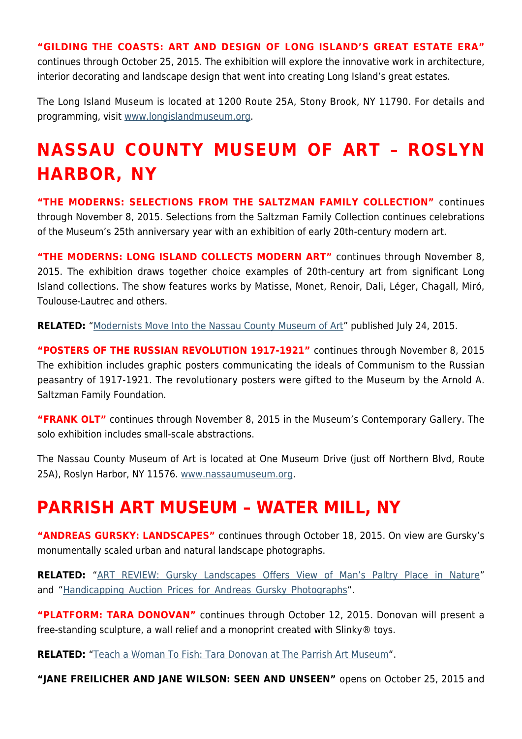**“GILDING THE COASTS: ART AND DESIGN OF LONG ISLAND’S GREAT ESTATE ERA”** continues through October 25, 2015. The exhibition will explore the innovative work in architecture, interior decorating and landscape design that went into creating Long Island’s great estates.

The Long Island Museum is located at 1200 Route 25A, Stony Brook, NY 11790. For details and programming, visit www.longislandmuseum.org.

# NASSAU COUNTY MUSEUM OF ART – ROSLYN HARBOR, NY

**“THE MODERNS: SELECTIONS FROM THE SALTZMAN FAMILY COLLECTION”** continues through November 8, 2015. Selections from the Saltzman Family Collection continues celebrations of the Museum’s 25th anniversary year with an exhibition of early 20th-century modern art.

**“THE MODERNS: LONG ISLAND COLLECTS MODERN ART”** continues through November 8, 2015. The exhibition draws together choice examples of 20th-century art from significant Long Island collections. The show features works by Matisse, Monet, Renoir, Dali, Léger, Chagall, Miró, Toulouse-Lautrec and others.

**RELATED:** “Modernists Move Into the Nassau County Museum of Art” published July 24, 2015.

**“POSTERS OF THE RUSSIAN REVOLUTION 1917-1921”** continues through November 8, 2015 The exhibition includes graphic posters communicating the ideals of Communism to the Russian peasantry of 1917-1921. The revolutionary posters were gifted to the Museum by the Arnold A. Saltzman Family Foundation.

**“FRANK OLT”** continues through November 8, 2015 in the Museum’s Contemporary Gallery. The solo exhibition includes small-scale abstractions.

The Nassau County Museum of Art is located at One Museum Drive (just off Northern Blvd, Route 25A), Roslyn Harbor, NY 11576. www.nassaumuseum.org.

# PARRISH ART MUSEUM – WATER MILL, NY

**“ANDREAS GURSKY: LANDSCAPES”** continues through October 18, 2015. On view are Gursky’s monumentally scaled urban and natural landscape photographs.

**RELATED:** “ART REVIEW: Gursky Landscapes Offers View of Man’s Paltry Place in Nature” and “Handicapping Auction Prices for Andreas Gursky Photographs“.

**“PLATFORM: TARA DONOVAN”** continues through October 12, 2015. Donovan will present a free-standing sculpture, a wall relief and a monoprint created with Slinky® toys.

**RELATED:** “Teach a Woman To Fish: Tara Donovan at The Parrish Art Museum“.

**“JANE FREILICHER AND JANE WILSON: SEEN AND UNSEEN”** opens on October 25, 2015 and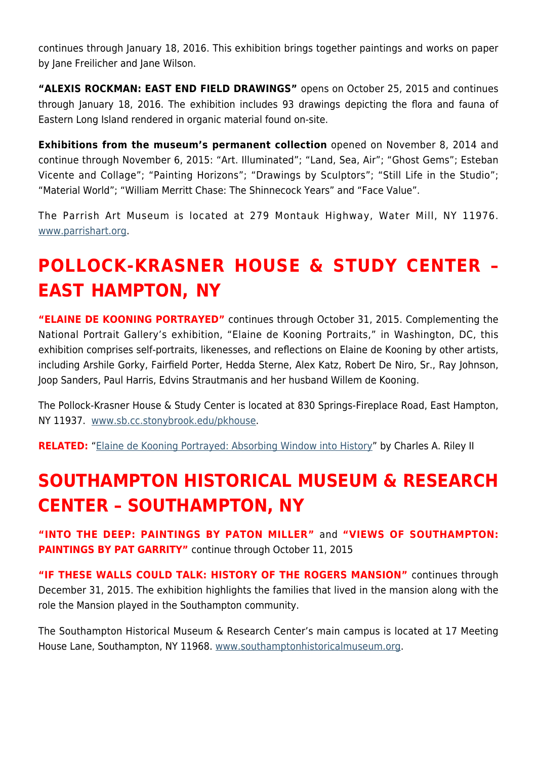continues through January 18, 2016. This exhibition brings together paintings and works on paper by Jane Freilicher and Jane Wilson.

**"ALEXIS ROCKMAN: EAST END FIELD DRAWINGS"** opens on October 25, 2015 and continues through January 18, 2016. The exhibition includes 93 drawings depicting the flora and fauna of Eastern Long Island rendered in organic material found on-site.

**Exhibitions from the museum's permanent collection** opened on November 8, 2014 and continue through November 6, 2015: "Art. Illuminated"; "Land, Sea, Air"; "Ghost Gems"; Esteban Vicente and Collage"; "Painting Horizons"; "Drawings by Sculptors"; "Still Life in the Studio"; "Material World"; "William Merritt Chase: The Shinnecock Years" and "Face Value".

The Parrish Art Museum is located at 279 Montauk Highway, Water Mill, NY 11976. [www.parrishart.org](http://www.parrishart.org).

## POLLOCK-KRASNER HOUSE & STUDY CENTER – EAST HAMPTON, NY

**"ELAINE DE KOONING PORTRAYED"** continues through October 31, 2015. Complementing the National Portrait Gallery's exhibition, "Elaine de Kooning Portraits," in Washington, DC, this exhibition comprises self-portraits, likenesses, and reflections on Elaine de Kooning by other artists, including Arshile Gorky, Fairfield Porter, Hedda Sterne, Alex Katz, Robert De Niro, Sr., Ray Johnson, Joop Sanders, Paul Harris, Edvins Strautmanis and her husband Willem de Kooning.

The Pollock-Krasner House & Study Center is located at 830 Springs-Fireplace Road, East Hampton, NY 11937. [www.sb.cc.stonybrook.edu/pkhouse](http://www.sb.cc.stonybrook.edu/pkhouse).

**RELATED:** "Elaine de Kooning Portrayed: Absorbing Window into History" by Charles A. Riley II

## SOUTHAMPTON HISTORICAL MUSEUM & RESEARCH CENTER – SOUTHAMPTON, NY

**"INTO THE DEEP: PAINTINGS BY PATON MILLER"** and **"VIEWS OF SOUTHAMPTON: PAINTINGS BY PAT GARRITY"** continue through October 11, 2015

**"IF THESE WALLS COULD TALK: HISTORY OF THE ROGERS MANSION"** continues through December 31, 2015. The exhibition highlights the families that lived in the mansion along with the role the Mansion played in the Southampton community.

The Southampton Historical Museum & Research Center's main campus is located at 17 Meeting House Lane, Southampton, NY 11968. [www.southamptonhistoricalmuseum.org](http://www.southamptonhistoricalmuseum.org).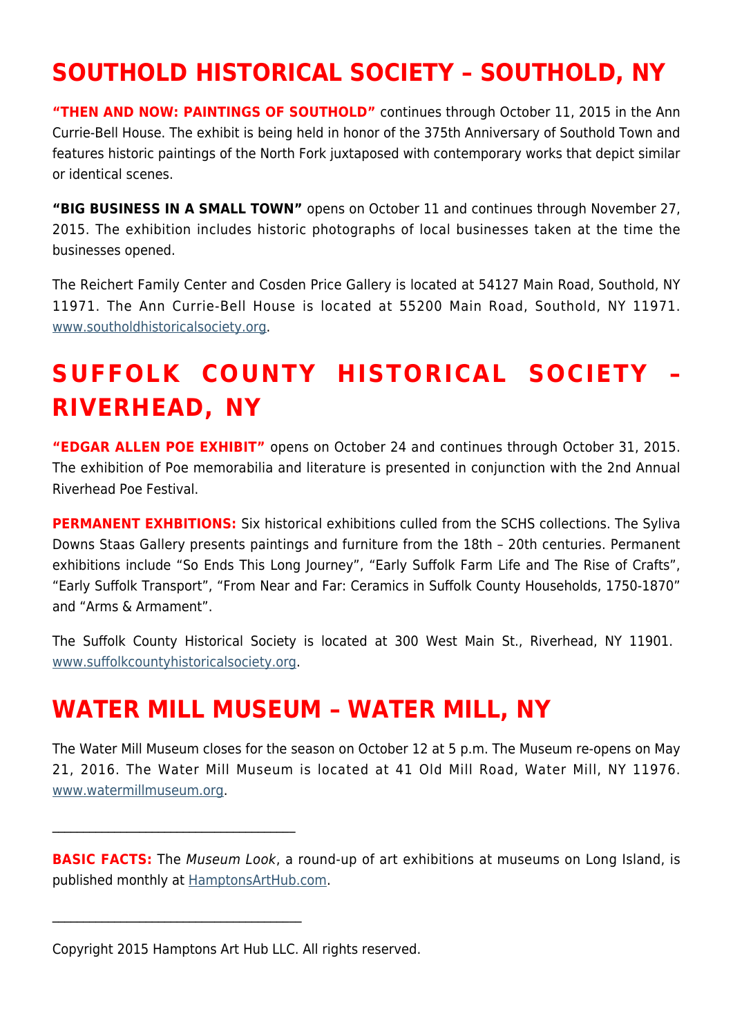## SOUTHOLD HISTORICAL SOCIETY – SOUTHOLD, NY

**“THEN AND NOW: PAINTINGS OF SOUTHOLD”** continues through October 11, 2015 in the Ann Currie-Bell House. The exhibit is being held in honor of the 375th Anniversary of Southold Town and features historic paintings of the North Fork juxtaposed with contemporary works that depict similar or identical scenes.

**“BIG BUSINESS IN A SMALL TOWN”** opens on October 11 and continues through November 27, 2015. The exhibition includes historic photographs of local businesses taken at the time the businesses opened.

The Reichert Family Center and Cosden Price Gallery is located at 54127 Main Road, Southold, NY 11971. The Ann Currie-Bell House is located at 55200 Main Road, Southold, NY 11971. www.southoldhistoricalsociety.org.

## SUFFOLK COUNTY HISTORICAL SOCIETY – RIVERHEAD, NY

**“EDGAR ALLEN POE EXHIBIT”** opens on October 24 and continues through October 31, 2015. The exhibition of Poe memorabilia and literature is presented in conjunction with the 2nd Annual Riverhead Poe Festival.

**PERMANENT EXHBITIONS:** Six historical exhibitions culled from the SCHS collections. The Syliva Downs Staas Gallery presents paintings and furniture from the 18th – 20th centuries. Permanent exhibitions include “So Ends This Long Journey”, “Early Suffolk Farm Life and The Rise of Crafts”, “Early Suffolk Transport”, “From Near and Far: Ceramics in Suffolk County Households, 1750-1870” and “Arms & Armament”.

The Suffolk County Historical Society is located at 300 West Main St., Riverhead, NY 11901. www.suffolkcountyhistoricalsociety.org.

## WATER MILL MUSEUM – WATER MILL, NY

The Water Mill Museum closes for the season on October 12 at 5 p.m. The Museum re-opens on May 21, 2016. The Water Mill Museum is located at 41 Old Mill Road, Water Mill, NY 11976. www.watermillmuseum.org.

---

**BASIC FACTS:** The *Museum Look*, a round-up of art exhibitions at museums on Long Island, is published monthly at HamptonsArtHub.com.

---

Copyright 2015 Hamptons Art Hub LLC. All rights reserved.